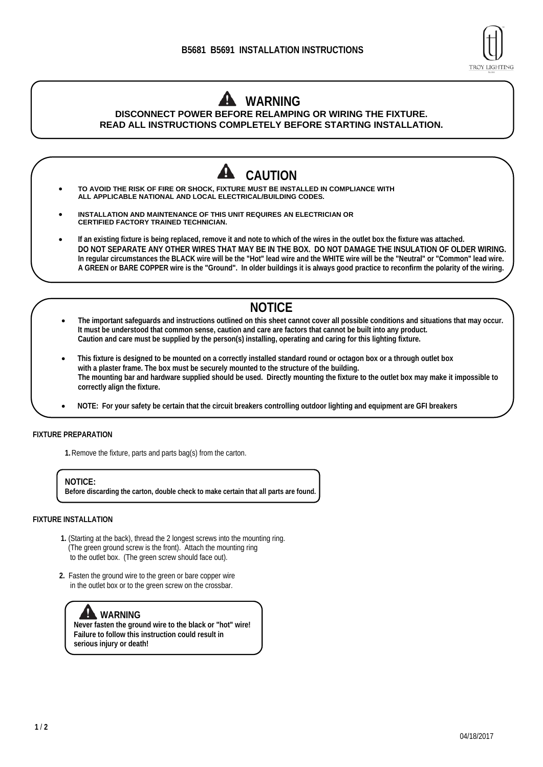# B5681 B5691 INSTALLATION INSTRUCTIONS

TROY LIGHTING

## ⚠ WARNING

**DISCONNECT POWER BEFORE RELAMPING OR WIRING THE FIXTURE.**
**READ ALL INSTRUCTIONS COMPLETELY BEFORE STARTING INSTALLATION.**

## ⚠ CAUTION

- **TO AVOID THE RISK OF FIRE OR SHOCK, FIXTURE MUST BE INSTALLED IN COMPLIANCE WITH ALL APPLICABLE NATIONAL AND LOCAL ELECTRICAL/BUILDING CODES.**
- **INSTALLATION AND MAINTENANCE OF THIS UNIT REQUIRES AN ELECTRICIAN OR CERTIFIED FACTORY TRAINED TECHNICIAN.**
- **If an existing fixture is being replaced, remove it and note to which of the wires in the outlet box the fixture was attached. DO NOT SEPARATE ANY OTHER WIRES THAT MAY BE IN THE BOX. DO NOT DAMAGE THE INSULATION OF OLDER WIRING. In regular circumstances the BLACK wire will be the "Hot" lead wire and the WHITE wire will be the "Neutral" or "Common" lead wire. A GREEN or BARE COPPER wire is the "Ground". In older buildings it is always good practice to reconfirm the polarity of the wiring.**

## NOTICE

- **The important safeguards and instructions outlined on this sheet cannot cover all possible conditions and situations that may occur. It must be understood that common sense, caution and care are factors that cannot be built into any product. Caution and care must be supplied by the person(s) installing, operating and caring for this lighting fixture.**
- **This fixture is designed to be mounted on a correctly installed standard round or octagon box or a through outlet box with a plaster frame. The box must be securely mounted to the structure of the building. The mounting bar and hardware supplied should be used. Directly mounting the fixture to the outlet box may make it impossible to correctly align the fixture.**
- **NOTE: For your safety be certain that the circuit breakers controlling outdoor lighting and equipment are GFI breakers**

### FIXTURE PREPARATION

**1.** Remove the fixture, parts and parts bag(s) from the carton.

> **NOTICE:**
> **Before discarding the carton, double check to make certain that all parts are found.**

### FIXTURE INSTALLATION

**1.** (Starting at the back), thread the 2 longest screws into the mounting ring. (The green ground screw is the front). Attach the mounting ring to the outlet box. (The green screw should face out).

**2.** Fasten the ground wire to the green or bare copper wire in the outlet box or to the green screw on the crossbar.

> **⚠ WARNING**
> **Never fasten the ground wire to the black or "hot" wire! Failure to follow this instruction could result in serious injury or death!**

04/18/2017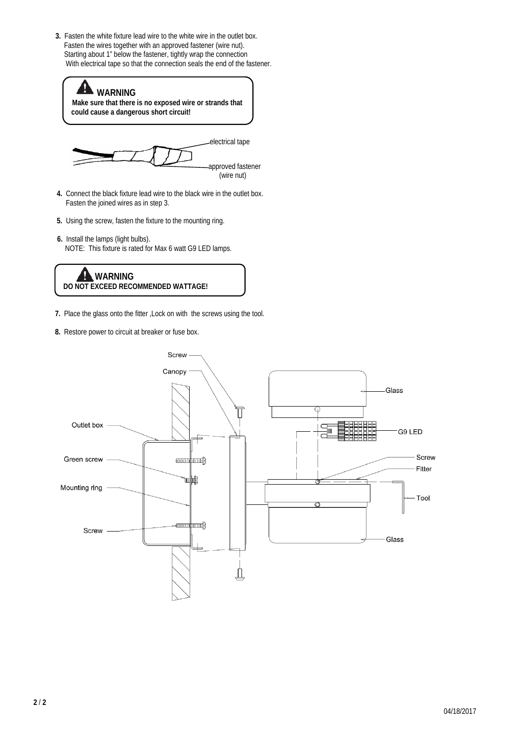3. Fasten the white fixture lead wire to the white wire in the outlet box. Fasten the wires together with an approved fastener (wire nut). Starting about 1" below the fastener, tightly wrap the connection With electrical tape so that the connection seals the end of the fastener.

**WARNING**
**Make sure that there is no exposed wire or strands that could cause a dangerous short circuit!**

electrical tape

approved fastener (wire nut)

4. Connect the black fixture lead wire to the black wire in the outlet box. Fasten the joined wires as in step 3.

5. Using the screw, fasten the fixture to the mounting ring.

6. Install the lamps (light bulbs).
   NOTE: This fixture is rated for Max 6 watt G9 LED lamps.

**WARNING**
**DO NOT EXCEED RECOMMENDED WATTAGE!**

7. Place the glass onto the fitter ,Lock on with the screws using the tool.

8. Restore power to circuit at breaker or fuse box.

Screw
Canopy
Glass
Outlet box
G9 LED
Green screw
Screw
Fitter
Mounting ring
Tool
Screw
Glass

04/18/2017